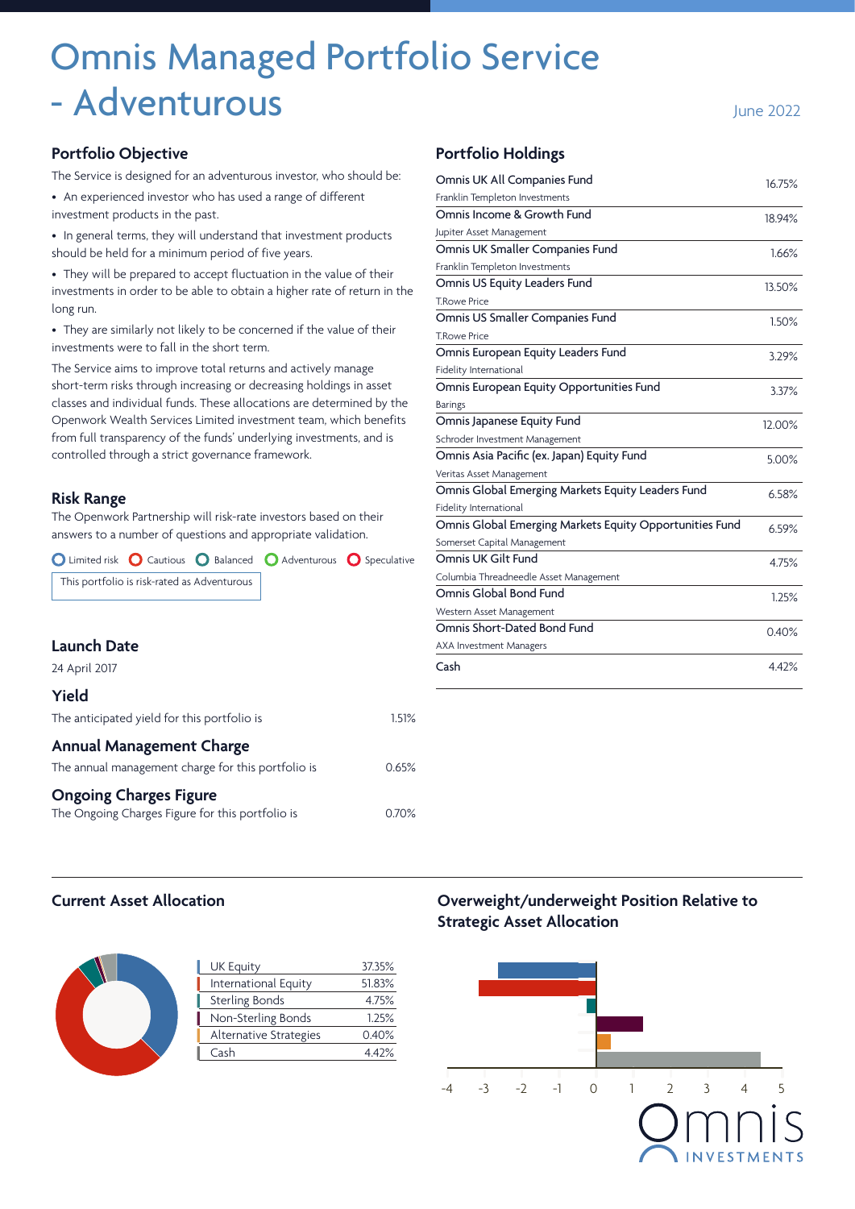# Omnis Managed Portfolio Service - Adventurous

June 2022

## Portfolio Objective

The Service is designed for an adventurous investor, who should be:

- An experienced investor who has used a range of different investment products in the past.
- In general terms, they will understand that investment products should be held for a minimum period of five years.
- They will be prepared to accept fluctuation in the value of their investments in order to be able to obtain a higher rate of return in the long run.
- They are similarly not likely to be concerned if the value of their investments were to fall in the short term.

The Service aims to improve total returns and actively manage short-term risks through increasing or decreasing holdings in asset classes and individual funds. These allocations are determined by the Openwork Wealth Services Limited investment team, which benefits from full transparency of the funds' underlying investments, and is controlled through a strict governance framework.

## Risk Range

The Openwork Partnership will risk-rate investors based on their answers to a number of questions and appropriate validation.

Limited risk | Cautious | Balanced | Adventurous | Speculative

This portfolio is risk-rated as Adventurous

## Launch Date

24 April 2017

## Yield

The anticipated yield for this portfolio is 1.51%

## Annual Management Charge

The annual management charge for this portfolio is 0.65%

## Ongoing Charges Figure

The Ongoing Charges Figure for this portfolio is 0.70%

## Portfolio Holdings

| Fund | Manager | Weight |
|---|---|---|
| Omnis UK All Companies Fund | Franklin Templeton Investments | 16.75% |
| Omnis Income & Growth Fund | Jupiter Asset Management | 18.94% |
| Omnis UK Smaller Companies Fund | Franklin Templeton Investments | 1.66% |
| Omnis US Equity Leaders Fund | T.Rowe Price | 13.50% |
| Omnis US Smaller Companies Fund | T.Rowe Price | 1.50% |
| Omnis European Equity Leaders Fund | Fidelity International | 3.29% |
| Omnis European Equity Opportunities Fund | Barings | 3.37% |
| Omnis Japanese Equity Fund | Schroder Investment Management | 12.00% |
| Omnis Asia Pacific (ex. Japan) Equity Fund | Veritas Asset Management | 5.00% |
| Omnis Global Emerging Markets Equity Leaders Fund | Fidelity International | 6.58% |
| Omnis Global Emerging Markets Equity Opportunities Fund | Somerset Capital Management | 6.59% |
| Omnis UK Gilt Fund | Columbia Threadneedle Asset Management | 4.75% |
| Omnis Global Bond Fund | Western Asset Management | 1.25% |
| Omnis Short-Dated Bond Fund | AXA Investment Managers | 0.40% |
| Cash | | 4.42% |

## Current Asset Allocation

| Asset Class | Allocation |
|---|---|
| UK Equity | 37.35% |
| International Equity | 51.83% |
| Sterling Bonds | 4.75% |
| Non-Sterling Bonds | 1.25% |
| Alternative Strategies | 0.40% |
| Cash | 4.42% |

## Overweight/underweight Position Relative to Strategic Asset Allocation

-4 -3 -2 -1 0 1 2 3 4 5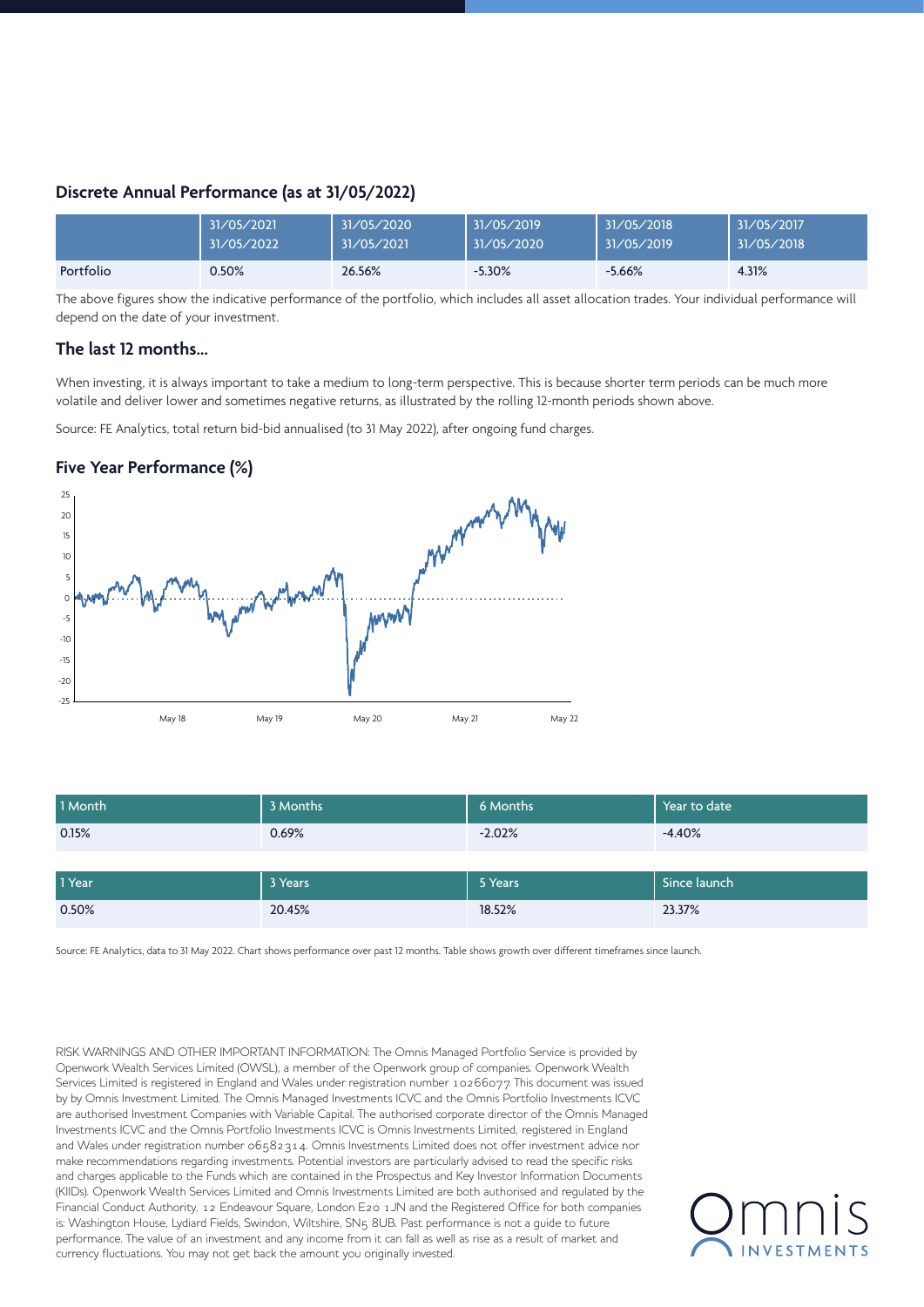## Discrete Annual Performance (as at 31/05/2022)

| | 31/05/2021 31/05/2022 | 31/05/2020 31/05/2021 | 31/05/2019 31/05/2020 | 31/05/2018 31/05/2019 | 31/05/2017 31/05/2018 |
|---|---|---|---|---|---|
| Portfolio | 0.50% | 26.56% | -5.30% | -5.66% | 4.31% |

The above figures show the indicative performance of the portfolio, which includes all asset allocation trades. Your individual performance will depend on the date of your investment.

## The last 12 months...

When investing, it is always important to take a medium to long-term perspective. This is because shorter term periods can be much more volatile and deliver lower and sometimes negative returns, as illustrated by the rolling 12-month periods shown above.

Source: FE Analytics, total return bid-bid annualised (to 31 May 2022), after ongoing fund charges.

## Five Year Performance (%)

25
20
15
10
5
0
-5
-10
-15
-20
-25

May 18
May 19
May 20
May 21
May 22

| 1 Month | 3 Months | 6 Months | Year to date |
|---|---|---|---|
| 0.15% | 0.69% | -2.02% | -4.40% |

| 1 Year | 3 Years | 5 Years | Since launch |
|---|---|---|---|
| 0.50% | 20.45% | 18.52% | 23.37% |

Source: FE Analytics, data to 31 May 2022. Chart shows performance over past 12 months. Table shows growth over different timeframes since launch.

RISK WARNINGS AND OTHER IMPORTANT INFORMATION: The Omnis Managed Portfolio Service is provided by Openwork Wealth Services Limited (OWSL), a member of the Openwork group of companies. Openwork Wealth Services Limited is registered in England and Wales under registration number 10266077. This document was issued by by Omnis Investment Limited. The Omnis Managed Investments ICVC and the Omnis Portfolio Investments ICVC are authorised Investment Companies with Variable Capital. The authorised corporate director of the Omnis Managed Investments ICVC and the Omnis Portfolio Investments ICVC is Omnis Investments Limited, registered in England and Wales under registration number 06582314. Omnis Investments Limited does not offer investment advice nor make recommendations regarding investments. Potential investors are particularly advised to read the specific risks and charges applicable to the Funds which are contained in the Prospectus and Key Investor Information Documents (KIIDs). Openwork Wealth Services Limited and Omnis Investments Limited are both authorised and regulated by the Financial Conduct Authority, 12 Endeavour Square, London E20 1JN and the Registered Office for both companies is: Washington House, Lydiard Fields, Swindon, Wiltshire, SN5 8UB. Past performance is not a guide to future performance. The value of an investment and any income from it can fall as well as rise as a result of market and currency fluctuations. You may not get back the amount you originally invested.

Omnis INVESTMENTS